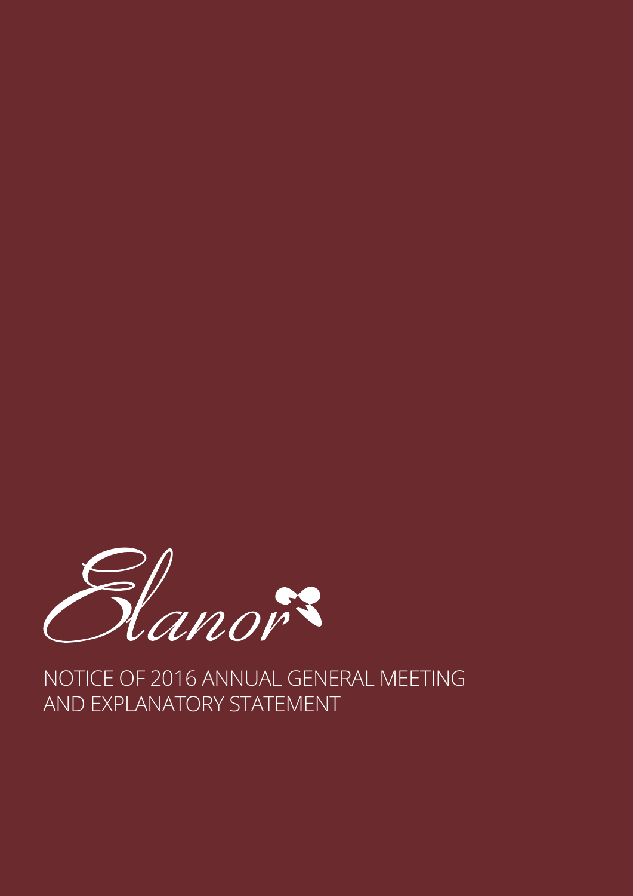Elanor

# NOTICE OF 2016 ANNUAL GENERAL MEETING AND EXPLANATORY STATEMENT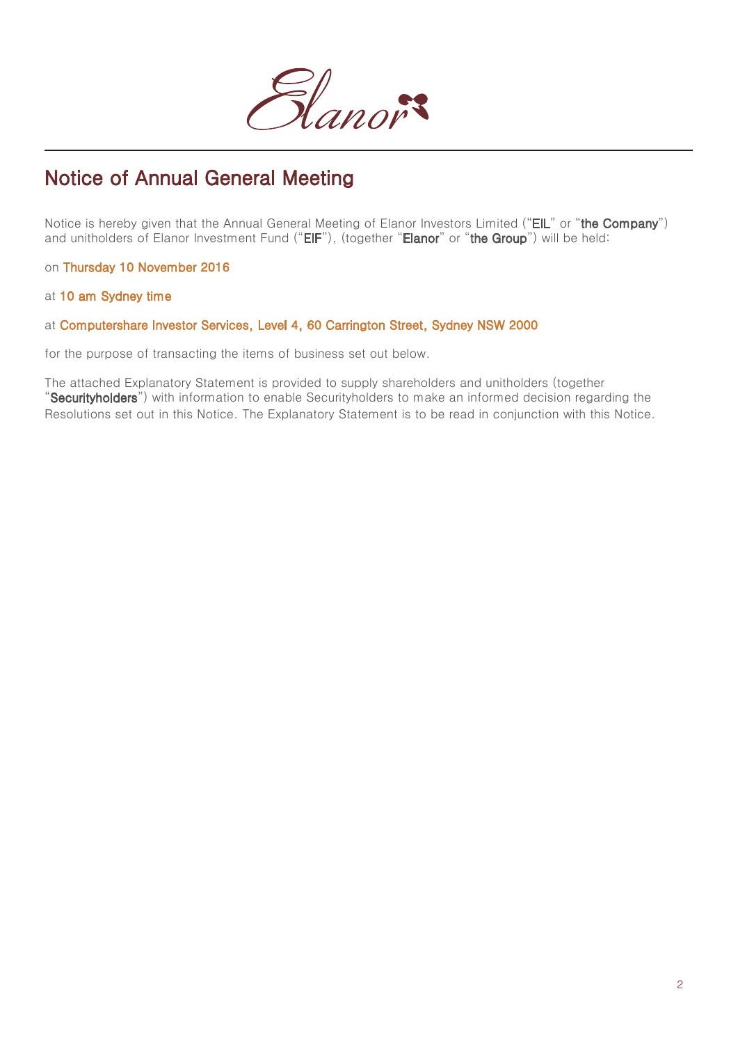# Notice of Annual General Meeting

Notice is hereby given that the Annual General Meeting of Elanor Investors Limited ("**EIL**" or "**the Company**") and unitholders of Elanor Investment Fund ("**EIF**"), (together "**Elanor**" or "**the Group**") will be held:

on **Thursday 10 November 2016**

at **10 am Sydney time**

at **Computershare Investor Services, Level 4, 60 Carrington Street, Sydney NSW 2000**

for the purpose of transacting the items of business set out below.

The attached Explanatory Statement is provided to supply shareholders and unitholders (together "**Securityholders**") with information to enable Securityholders to make an informed decision regarding the Resolutions set out in this Notice. The Explanatory Statement is to be read in conjunction with this Notice.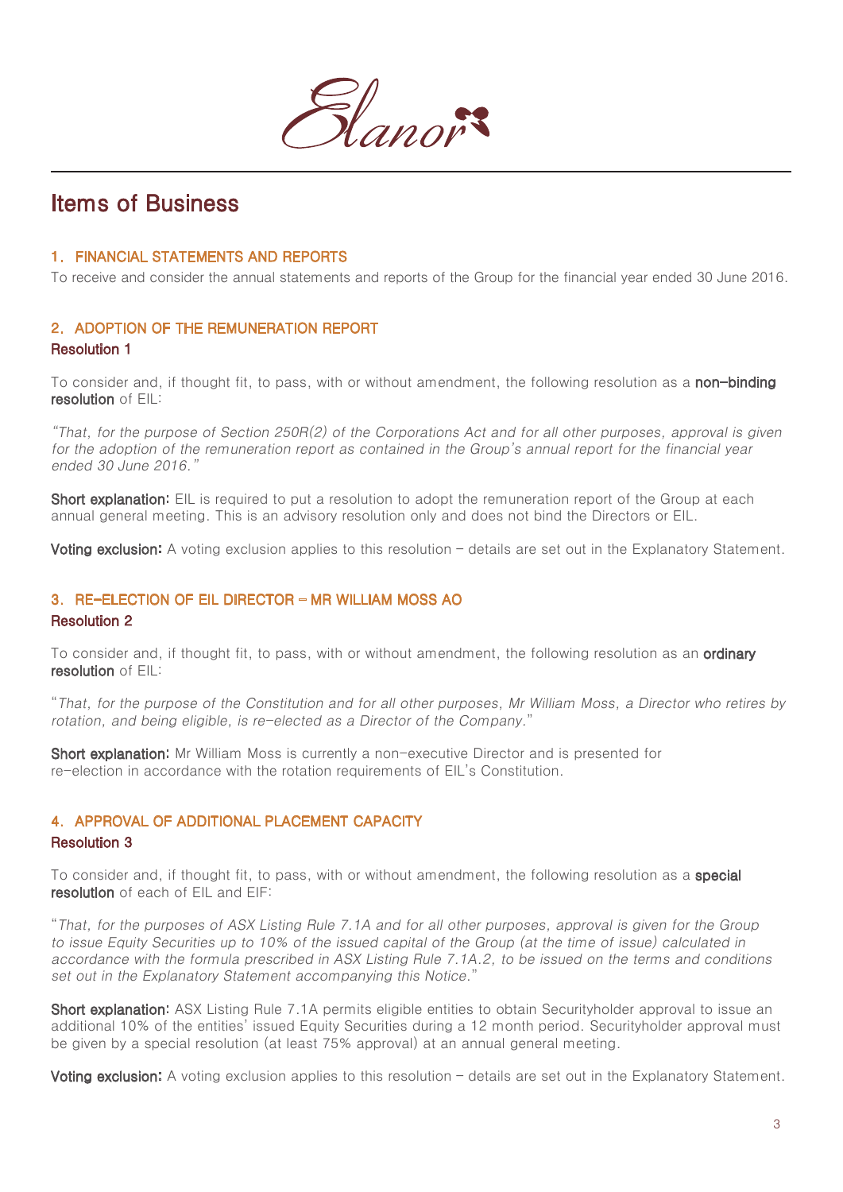# Items of Business

## 1. FINANCIAL STATEMENTS AND REPORTS

To receive and consider the annual statements and reports of the Group for the financial year ended 30 June 2016.

## 2. ADOPTION OF THE REMUNERATION REPORT

### Resolution 1

To consider and, if thought fit, to pass, with or without amendment, the following resolution as a **non-binding resolution** of EIL:

*"That, for the purpose of Section 250R(2) of the Corporations Act and for all other purposes, approval is given for the adoption of the remuneration report as contained in the Group's annual report for the financial year ended 30 June 2016."*

**Short explanation:** EIL is required to put a resolution to adopt the remuneration report of the Group at each annual general meeting. This is an advisory resolution only and does not bind the Directors or EIL.

**Voting exclusion:** A voting exclusion applies to this resolution – details are set out in the Explanatory Statement.

## 3. RE-ELECTION OF EIL DIRECTOR – MR WILLIAM MOSS AO

### Resolution 2

To consider and, if thought fit, to pass, with or without amendment, the following resolution as an **ordinary resolution** of EIL:

"*That, for the purpose of the Constitution and for all other purposes, Mr William Moss, a Director who retires by rotation, and being eligible, is re-elected as a Director of the Company.*"

**Short explanation:** Mr William Moss is currently a non-executive Director and is presented for re-election in accordance with the rotation requirements of EIL's Constitution.

## 4. APPROVAL OF ADDITIONAL PLACEMENT CAPACITY

### Resolution 3

To consider and, if thought fit, to pass, with or without amendment, the following resolution as a **special resolution** of each of EIL and EIF:

"*That, for the purposes of ASX Listing Rule 7.1A and for all other purposes, approval is given for the Group to issue Equity Securities up to 10% of the issued capital of the Group (at the time of issue) calculated in accordance with the formula prescribed in ASX Listing Rule 7.1A.2, to be issued on the terms and conditions set out in the Explanatory Statement accompanying this Notice.*"

**Short explanation:** ASX Listing Rule 7.1A permits eligible entities to obtain Securityholder approval to issue an additional 10% of the entities' issued Equity Securities during a 12 month period. Securityholder approval must be given by a special resolution (at least 75% approval) at an annual general meeting.

**Voting exclusion:** A voting exclusion applies to this resolution – details are set out in the Explanatory Statement.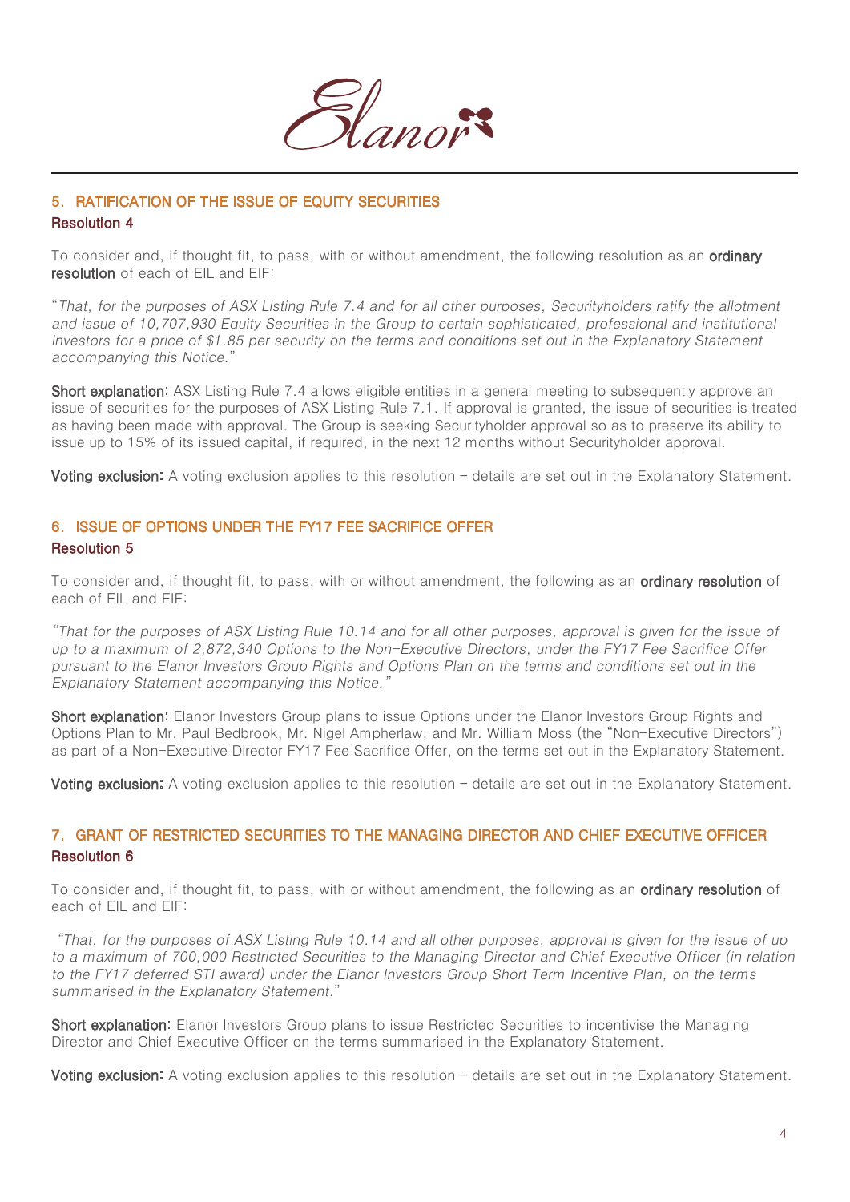## 5. RATIFICATION OF THE ISSUE OF EQUITY SECURITIES

### Resolution 4

To consider and, if thought fit, to pass, with or without amendment, the following resolution as an **ordinary resolution** of each of EIL and EIF:

"*That, for the purposes of ASX Listing Rule 7.4 and for all other purposes, Securityholders ratify the allotment and issue of 10,707,930 Equity Securities in the Group to certain sophisticated, professional and institutional investors for a price of $1.85 per security on the terms and conditions set out in the Explanatory Statement accompanying this Notice.*"

**Short explanation:** ASX Listing Rule 7.4 allows eligible entities in a general meeting to subsequently approve an issue of securities for the purposes of ASX Listing Rule 7.1. If approval is granted, the issue of securities is treated as having been made with approval. The Group is seeking Securityholder approval so as to preserve its ability to issue up to 15% of its issued capital, if required, in the next 12 months without Securityholder approval.

**Voting exclusion:** A voting exclusion applies to this resolution – details are set out in the Explanatory Statement.

## 6. ISSUE OF OPTIONS UNDER THE FY17 FEE SACRIFICE OFFER

### Resolution 5

To consider and, if thought fit, to pass, with or without amendment, the following as an **ordinary resolution** of each of EIL and EIF:

*"That for the purposes of ASX Listing Rule 10.14 and for all other purposes, approval is given for the issue of up to a maximum of 2,872,340 Options to the Non-Executive Directors, under the FY17 Fee Sacrifice Offer pursuant to the Elanor Investors Group Rights and Options Plan on the terms and conditions set out in the Explanatory Statement accompanying this Notice."*

**Short explanation:** Elanor Investors Group plans to issue Options under the Elanor Investors Group Rights and Options Plan to Mr. Paul Bedbrook, Mr. Nigel Ampherlaw, and Mr. William Moss (the "Non-Executive Directors") as part of a Non-Executive Director FY17 Fee Sacrifice Offer, on the terms set out in the Explanatory Statement.

**Voting exclusion:** A voting exclusion applies to this resolution – details are set out in the Explanatory Statement.

## 7. GRANT OF RESTRICTED SECURITIES TO THE MANAGING DIRECTOR AND CHIEF EXECUTIVE OFFICER

### Resolution 6

To consider and, if thought fit, to pass, with or without amendment, the following as an **ordinary resolution** of each of EIL and EIF:

*"That, for the purposes of ASX Listing Rule 10.14 and all other purposes, approval is given for the issue of up to a maximum of 700,000 Restricted Securities to the Managing Director and Chief Executive Officer (in relation to the FY17 deferred STI award) under the Elanor Investors Group Short Term Incentive Plan, on the terms summarised in the Explanatory Statement.*"

**Short explanation:** Elanor Investors Group plans to issue Restricted Securities to incentivise the Managing Director and Chief Executive Officer on the terms summarised in the Explanatory Statement.

**Voting exclusion:** A voting exclusion applies to this resolution – details are set out in the Explanatory Statement.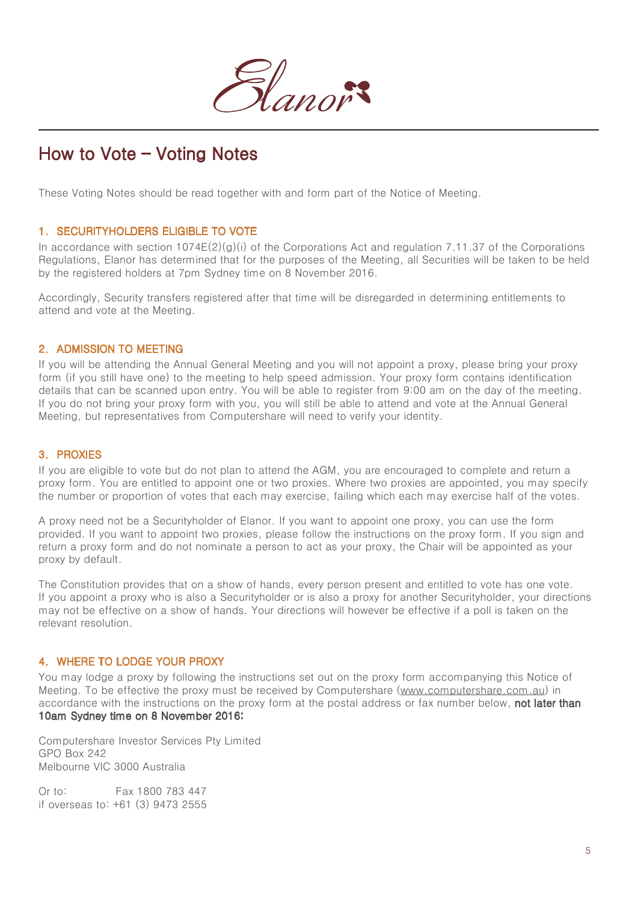# How to Vote – Voting Notes

These Voting Notes should be read together with and form part of the Notice of Meeting.

## 1. SECURITYHOLDERS ELIGIBLE TO VOTE

In accordance with section 1074E(2)(g)(i) of the Corporations Act and regulation 7.11.37 of the Corporations Regulations, Elanor has determined that for the purposes of the Meeting, all Securities will be taken to be held by the registered holders at 7pm Sydney time on 8 November 2016.

Accordingly, Security transfers registered after that time will be disregarded in determining entitlements to attend and vote at the Meeting.

## 2. ADMISSION TO MEETING

If you will be attending the Annual General Meeting and you will not appoint a proxy, please bring your proxy form (if you still have one) to the meeting to help speed admission. Your proxy form contains identification details that can be scanned upon entry. You will be able to register from 9:00 am on the day of the meeting. If you do not bring your proxy form with you, you will still be able to attend and vote at the Annual General Meeting, but representatives from Computershare will need to verify your identity.

## 3. PROXIES

If you are eligible to vote but do not plan to attend the AGM, you are encouraged to complete and return a proxy form. You are entitled to appoint one or two proxies. Where two proxies are appointed, you may specify the number or proportion of votes that each may exercise, failing which each may exercise half of the votes.

A proxy need not be a Securityholder of Elanor. If you want to appoint one proxy, you can use the form provided. If you want to appoint two proxies, please follow the instructions on the proxy form. If you sign and return a proxy form and do not nominate a person to act as your proxy, the Chair will be appointed as your proxy by default.

The Constitution provides that on a show of hands, every person present and entitled to vote has one vote. If you appoint a proxy who is also a Securityholder or is also a proxy for another Securityholder, your directions may not be effective on a show of hands. Your directions will however be effective if a poll is taken on the relevant resolution.

## 4. WHERE TO LODGE YOUR PROXY

You may lodge a proxy by following the instructions set out on the proxy form accompanying this Notice of Meeting. To be effective the proxy must be received by Computershare (www.computershare.com.au) in accordance with the instructions on the proxy form at the postal address or fax number below, **not later than 10am Sydney time on 8 November 2016:**

Computershare Investor Services Pty Limited
GPO Box 242
Melbourne VIC 3000 Australia

Or to: Fax 1800 783 447
if overseas to: +61 (3) 9473 2555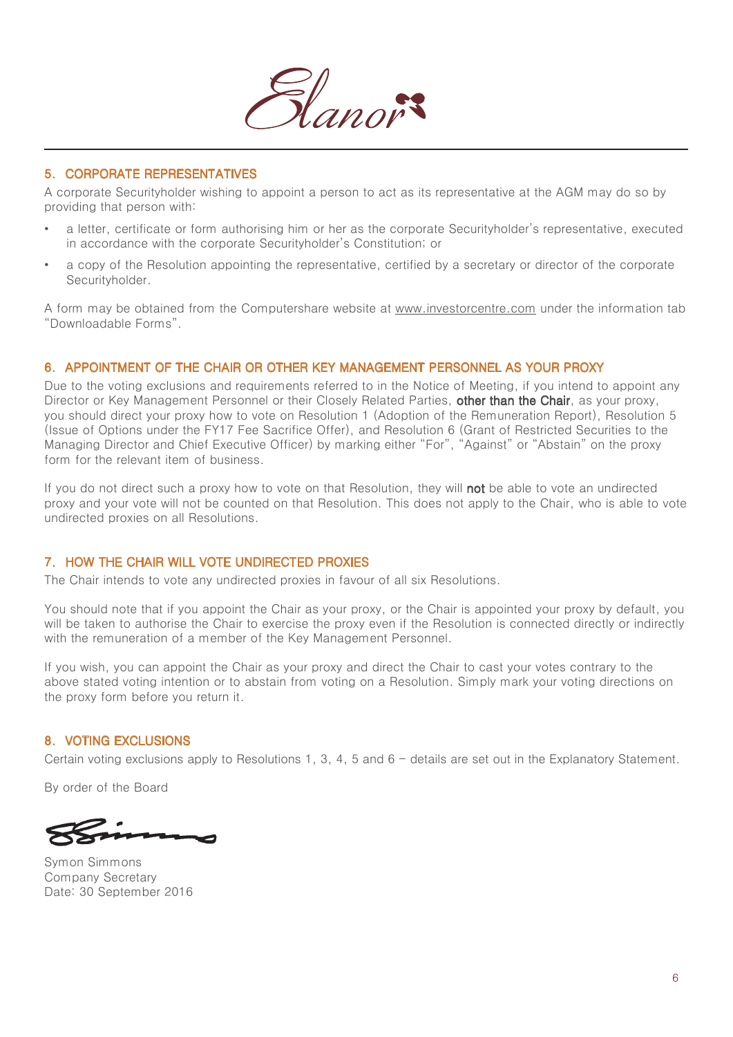## 5. CORPORATE REPRESENTATIVES

A corporate Securityholder wishing to appoint a person to act as its representative at the AGM may do so by providing that person with:

- a letter, certificate or form authorising him or her as the corporate Securityholder's representative, executed in accordance with the corporate Securityholder's Constitution; or
- a copy of the Resolution appointing the representative, certified by a secretary or director of the corporate Securityholder.

A form may be obtained from the Computershare website at www.investorcentre.com under the information tab "Downloadable Forms".

## 6. APPOINTMENT OF THE CHAIR OR OTHER KEY MANAGEMENT PERSONNEL AS YOUR PROXY

Due to the voting exclusions and requirements referred to in the Notice of Meeting, if you intend to appoint any Director or Key Management Personnel or their Closely Related Parties, **other than the Chair**, as your proxy, you should direct your proxy how to vote on Resolution 1 (Adoption of the Remuneration Report), Resolution 5 (Issue of Options under the FY17 Fee Sacrifice Offer), and Resolution 6 (Grant of Restricted Securities to the Managing Director and Chief Executive Officer) by marking either "For", "Against" or "Abstain" on the proxy form for the relevant item of business.

If you do not direct such a proxy how to vote on that Resolution, they will **not** be able to vote an undirected proxy and your vote will not be counted on that Resolution. This does not apply to the Chair, who is able to vote undirected proxies on all Resolutions.

## 7. HOW THE CHAIR WILL VOTE UNDIRECTED PROXIES

The Chair intends to vote any undirected proxies in favour of all six Resolutions.

You should note that if you appoint the Chair as your proxy, or the Chair is appointed your proxy by default, you will be taken to authorise the Chair to exercise the proxy even if the Resolution is connected directly or indirectly with the remuneration of a member of the Key Management Personnel.

If you wish, you can appoint the Chair as your proxy and direct the Chair to cast your votes contrary to the above stated voting intention or to abstain from voting on a Resolution. Simply mark your voting directions on the proxy form before you return it.

## 8. VOTING EXCLUSIONS

Certain voting exclusions apply to Resolutions 1, 3, 4, 5 and 6 – details are set out in the Explanatory Statement.

By order of the Board

Symon Simmons
Company Secretary
Date: 30 September 2016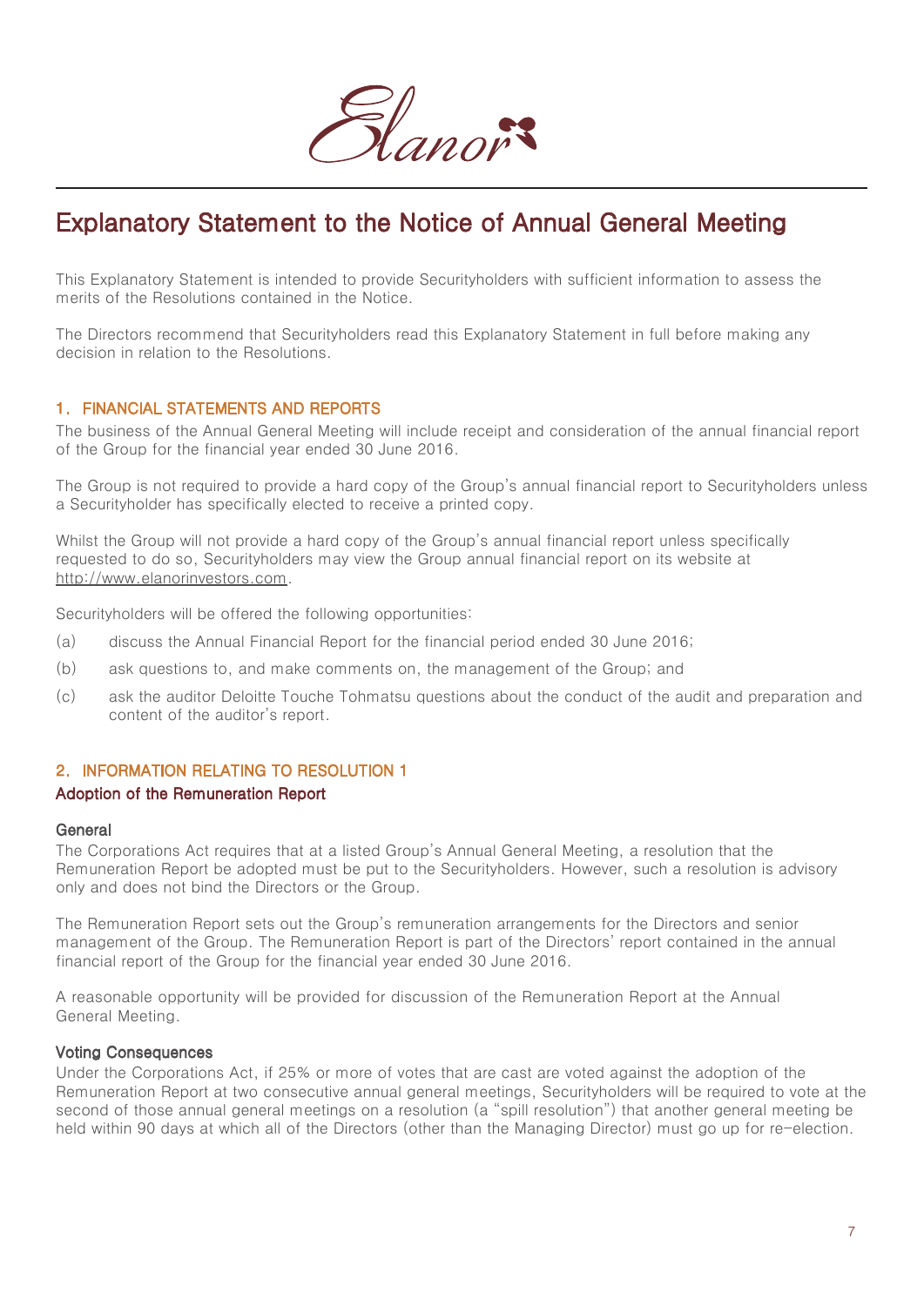# Explanatory Statement to the Notice of Annual General Meeting

This Explanatory Statement is intended to provide Securityholders with sufficient information to assess the merits of the Resolutions contained in the Notice.

The Directors recommend that Securityholders read this Explanatory Statement in full before making any decision in relation to the Resolutions.

## 1. FINANCIAL STATEMENTS AND REPORTS

The business of the Annual General Meeting will include receipt and consideration of the annual financial report of the Group for the financial year ended 30 June 2016.

The Group is not required to provide a hard copy of the Group's annual financial report to Securityholders unless a Securityholder has specifically elected to receive a printed copy.

Whilst the Group will not provide a hard copy of the Group's annual financial report unless specifically requested to do so, Securityholders may view the Group annual financial report on its website at http://www.elanorinvestors.com.

Securityholders will be offered the following opportunities:

(a) discuss the Annual Financial Report for the financial period ended 30 June 2016;

(b) ask questions to, and make comments on, the management of the Group; and

(c) ask the auditor Deloitte Touche Tohmatsu questions about the conduct of the audit and preparation and content of the auditor's report.

## 2. INFORMATION RELATING TO RESOLUTION 1

### Adoption of the Remuneration Report

#### General

The Corporations Act requires that at a listed Group's Annual General Meeting, a resolution that the Remuneration Report be adopted must be put to the Securityholders. However, such a resolution is advisory only and does not bind the Directors or the Group.

The Remuneration Report sets out the Group's remuneration arrangements for the Directors and senior management of the Group. The Remuneration Report is part of the Directors' report contained in the annual financial report of the Group for the financial year ended 30 June 2016.

A reasonable opportunity will be provided for discussion of the Remuneration Report at the Annual General Meeting.

#### Voting Consequences

Under the Corporations Act, if 25% or more of votes that are cast are voted against the adoption of the Remuneration Report at two consecutive annual general meetings, Securityholders will be required to vote at the second of those annual general meetings on a resolution (a "spill resolution") that another general meeting be held within 90 days at which all of the Directors (other than the Managing Director) must go up for re-election.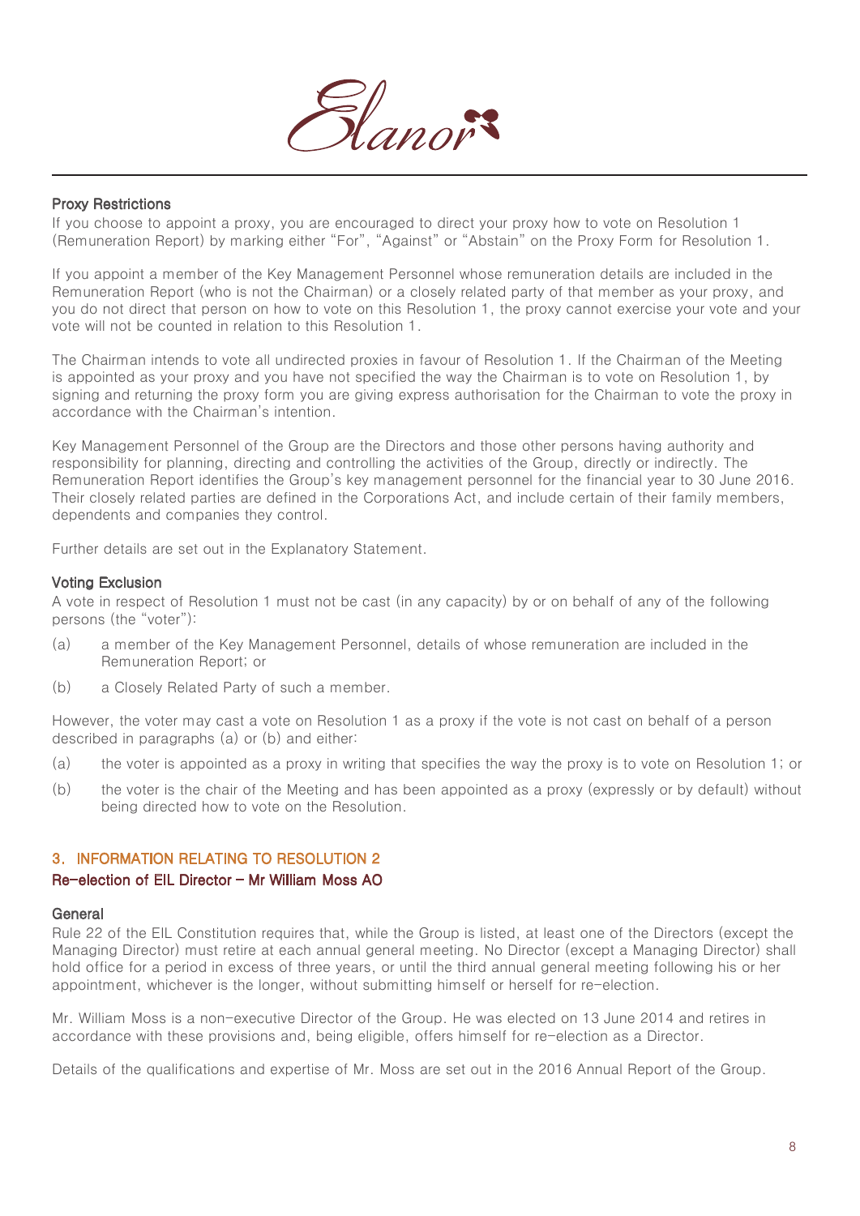### Proxy Restrictions

If you choose to appoint a proxy, you are encouraged to direct your proxy how to vote on Resolution 1 (Remuneration Report) by marking either "For", "Against" or "Abstain" on the Proxy Form for Resolution 1.

If you appoint a member of the Key Management Personnel whose remuneration details are included in the Remuneration Report (who is not the Chairman) or a closely related party of that member as your proxy, and you do not direct that person on how to vote on this Resolution 1, the proxy cannot exercise your vote and your vote will not be counted in relation to this Resolution 1.

The Chairman intends to vote all undirected proxies in favour of Resolution 1. If the Chairman of the Meeting is appointed as your proxy and you have not specified the way the Chairman is to vote on Resolution 1, by signing and returning the proxy form you are giving express authorisation for the Chairman to vote the proxy in accordance with the Chairman's intention.

Key Management Personnel of the Group are the Directors and those other persons having authority and responsibility for planning, directing and controlling the activities of the Group, directly or indirectly. The Remuneration Report identifies the Group's key management personnel for the financial year to 30 June 2016. Their closely related parties are defined in the Corporations Act, and include certain of their family members, dependents and companies they control.

Further details are set out in the Explanatory Statement.

### Voting Exclusion

A vote in respect of Resolution 1 must not be cast (in any capacity) by or on behalf of any of the following persons (the "voter"):

(a) a member of the Key Management Personnel, details of whose remuneration are included in the Remuneration Report; or

(b) a Closely Related Party of such a member.

However, the voter may cast a vote on Resolution 1 as a proxy if the vote is not cast on behalf of a person described in paragraphs (a) or (b) and either:

(a) the voter is appointed as a proxy in writing that specifies the way the proxy is to vote on Resolution 1; or

(b) the voter is the chair of the Meeting and has been appointed as a proxy (expressly or by default) without being directed how to vote on the Resolution.

## 3. INFORMATION RELATING TO RESOLUTION 2

### Re-election of EIL Director – Mr William Moss AO

### General

Rule 22 of the EIL Constitution requires that, while the Group is listed, at least one of the Directors (except the Managing Director) must retire at each annual general meeting. No Director (except a Managing Director) shall hold office for a period in excess of three years, or until the third annual general meeting following his or her appointment, whichever is the longer, without submitting himself or herself for re-election.

Mr. William Moss is a non-executive Director of the Group. He was elected on 13 June 2014 and retires in accordance with these provisions and, being eligible, offers himself for re-election as a Director.

Details of the qualifications and expertise of Mr. Moss are set out in the 2016 Annual Report of the Group.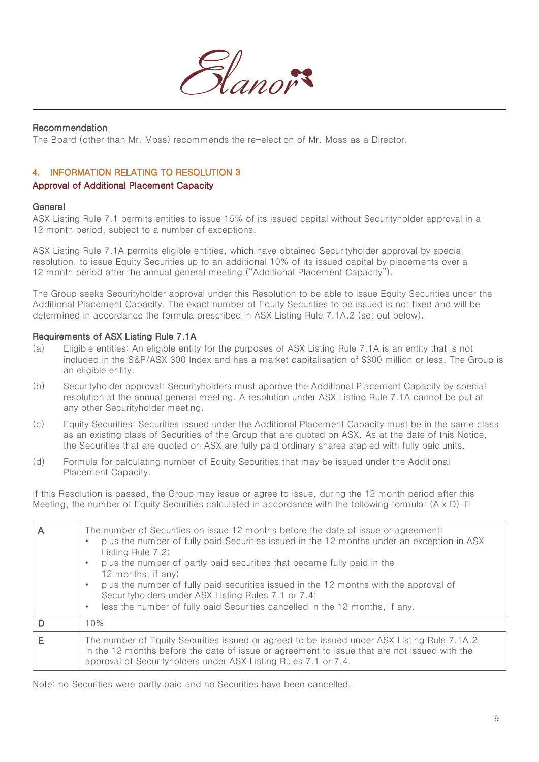### Recommendation

The Board (other than Mr. Moss) recommends the re-election of Mr. Moss as a Director.

## 4. INFORMATION RELATING TO RESOLUTION 3

### Approval of Additional Placement Capacity

### General

ASX Listing Rule 7.1 permits entities to issue 15% of its issued capital without Securityholder approval in a 12 month period, subject to a number of exceptions.

ASX Listing Rule 7.1A permits eligible entities, which have obtained Securityholder approval by special resolution, to issue Equity Securities up to an additional 10% of its issued capital by placements over a 12 month period after the annual general meeting ("Additional Placement Capacity").

The Group seeks Securityholder approval under this Resolution to be able to issue Equity Securities under the Additional Placement Capacity. The exact number of Equity Securities to be issued is not fixed and will be determined in accordance the formula prescribed in ASX Listing Rule 7.1A.2 (set out below).

### Requirements of ASX Listing Rule 7.1A

(a) Eligible entities: An eligible entity for the purposes of ASX Listing Rule 7.1A is an entity that is not included in the S&P/ASX 300 Index and has a market capitalisation of $300 million or less. The Group is an eligible entity.

(b) Securityholder approval: Securityholders must approve the Additional Placement Capacity by special resolution at the annual general meeting. A resolution under ASX Listing Rule 7.1A cannot be put at any other Securityholder meeting.

(c) Equity Securities: Securities issued under the Additional Placement Capacity must be in the same class as an existing class of Securities of the Group that are quoted on ASX. As at the date of this Notice, the Securities that are quoted on ASX are fully paid ordinary shares stapled with fully paid units.

(d) Formula for calculating number of Equity Securities that may be issued under the Additional Placement Capacity.

If this Resolution is passed, the Group may issue or agree to issue, during the 12 month period after this Meeting, the number of Equity Securities calculated in accordance with the following formula: $(A \times D)-E$

| | |
|---|---|
| A | The number of Securities on issue 12 months before the date of issue or agreement: <br>• plus the number of fully paid Securities issued in the 12 months under an exception in ASX Listing Rule 7.2; <br>• plus the number of partly paid securities that became fully paid in the 12 months, if any; <br>• plus the number of fully paid securities issued in the 12 months with the approval of Securityholders under ASX Listing Rules 7.1 or 7.4; <br>• less the number of fully paid Securities cancelled in the 12 months, if any. |
| D | 10% |
| E | The number of Equity Securities issued or agreed to be issued under ASX Listing Rule 7.1A.2 in the 12 months before the date of issue or agreement to issue that are not issued with the approval of Securityholders under ASX Listing Rules 7.1 or 7.4. |

Note: no Securities were partly paid and no Securities have been cancelled.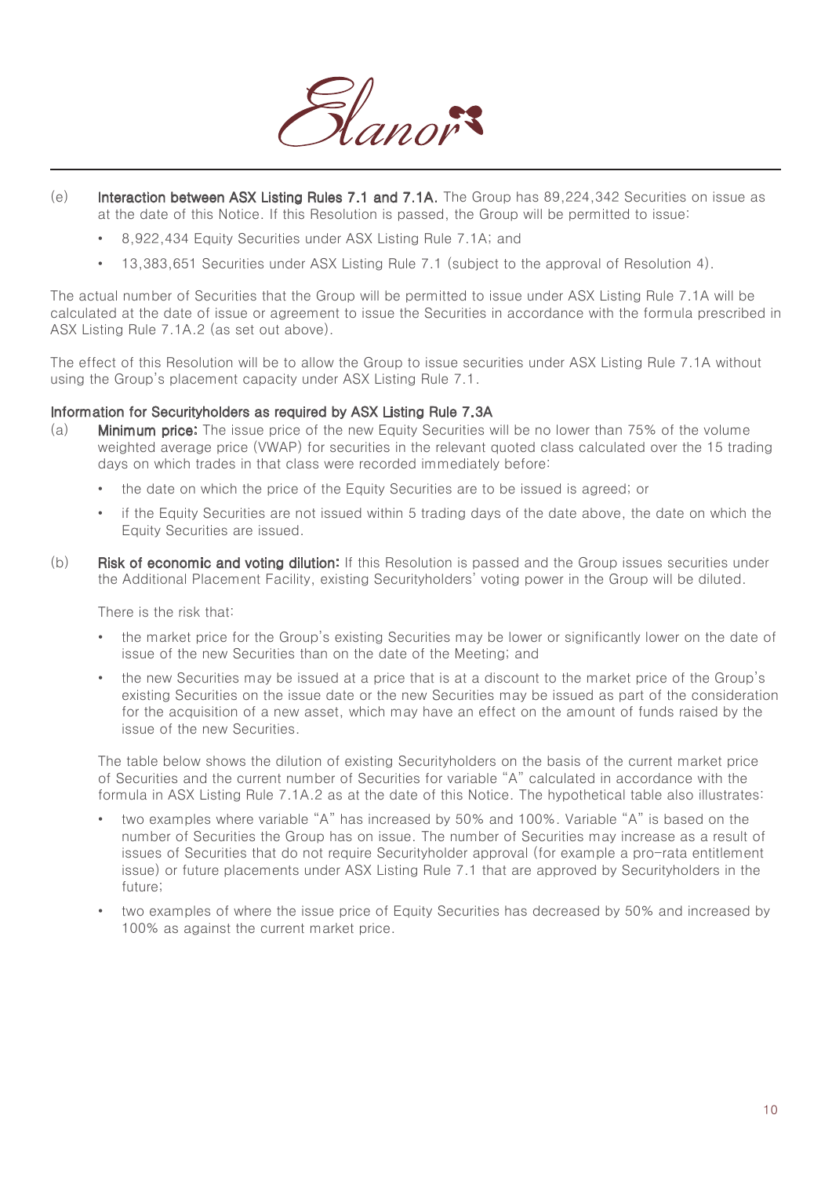(e) **Interaction between ASX Listing Rules 7.1 and 7.1A.** The Group has 89,224,342 Securities on issue as at the date of this Notice. If this Resolution is passed, the Group will be permitted to issue:

- 8,922,434 Equity Securities under ASX Listing Rule 7.1A; and
- 13,383,651 Securities under ASX Listing Rule 7.1 (subject to the approval of Resolution 4).

The actual number of Securities that the Group will be permitted to issue under ASX Listing Rule 7.1A will be calculated at the date of issue or agreement to issue the Securities in accordance with the formula prescribed in ASX Listing Rule 7.1A.2 (as set out above).

The effect of this Resolution will be to allow the Group to issue securities under ASX Listing Rule 7.1A without using the Group's placement capacity under ASX Listing Rule 7.1.

**Information for Securityholders as required by ASX Listing Rule 7.3A**

(a) **Minimum price:** The issue price of the new Equity Securities will be no lower than 75% of the volume weighted average price (VWAP) for securities in the relevant quoted class calculated over the 15 trading days on which trades in that class were recorded immediately before:

- the date on which the price of the Equity Securities are to be issued is agreed; or
- if the Equity Securities are not issued within 5 trading days of the date above, the date on which the Equity Securities are issued.

(b) **Risk of economic and voting dilution:** If this Resolution is passed and the Group issues securities under the Additional Placement Facility, existing Securityholders' voting power in the Group will be diluted.

There is the risk that:

- the market price for the Group's existing Securities may be lower or significantly lower on the date of issue of the new Securities than on the date of the Meeting; and
- the new Securities may be issued at a price that is at a discount to the market price of the Group's existing Securities on the issue date or the new Securities may be issued as part of the consideration for the acquisition of a new asset, which may have an effect on the amount of funds raised by the issue of the new Securities.

The table below shows the dilution of existing Securityholders on the basis of the current market price of Securities and the current number of Securities for variable "A" calculated in accordance with the formula in ASX Listing Rule 7.1A.2 as at the date of this Notice. The hypothetical table also illustrates:

- two examples where variable "A" has increased by 50% and 100%. Variable "A" is based on the number of Securities the Group has on issue. The number of Securities may increase as a result of issues of Securities that do not require Securityholder approval (for example a pro-rata entitlement issue) or future placements under ASX Listing Rule 7.1 that are approved by Securityholders in the future;
- two examples of where the issue price of Equity Securities has decreased by 50% and increased by 100% as against the current market price.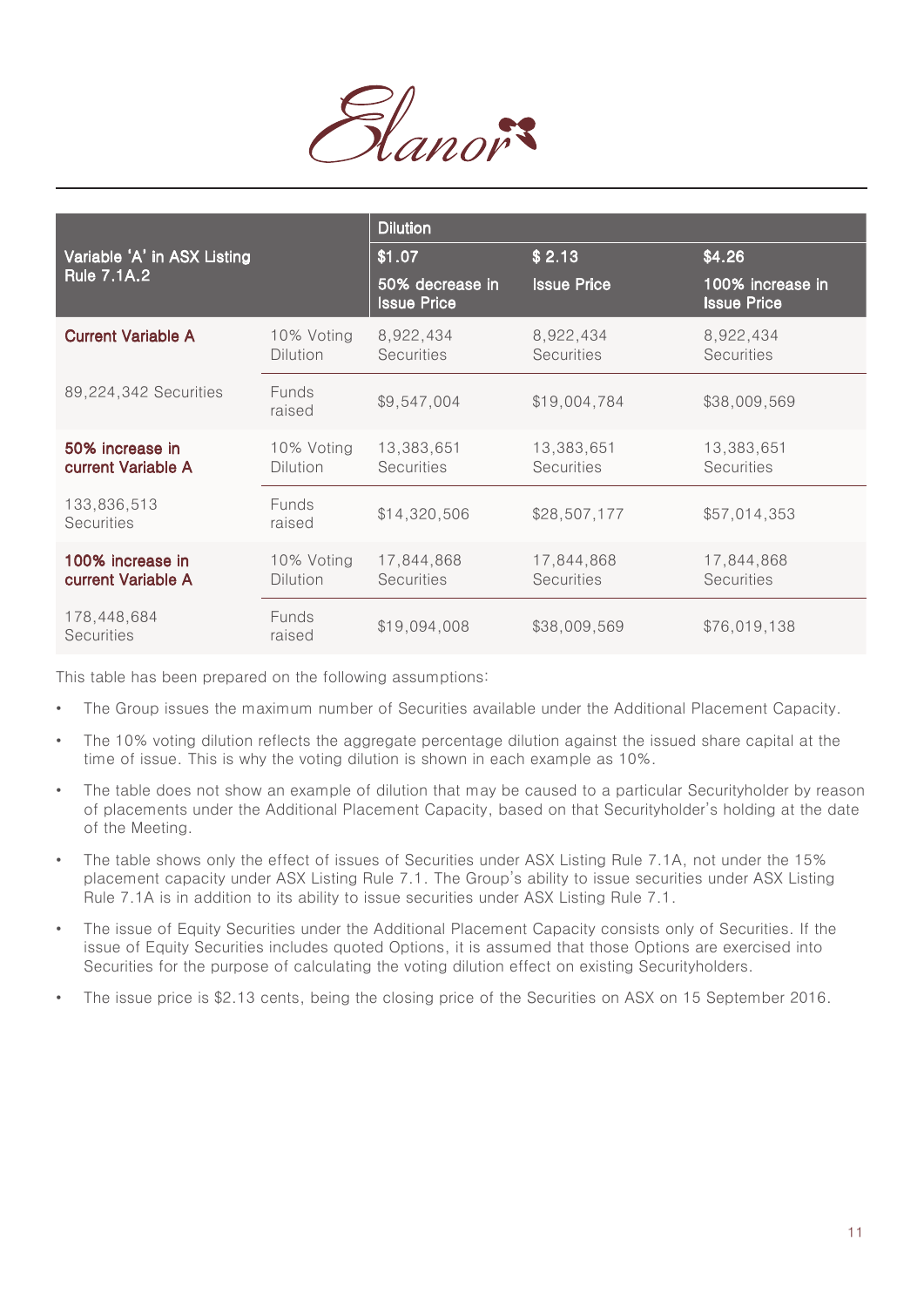| Variable 'A' in ASX Listing Rule 7.1A.2 | | Dilution | | |
|---|---|---|---|---|
| | | $1.07<br>50% decrease in Issue Price | $ 2.13<br>Issue Price | $4.26<br>100% increase in Issue Price |
| **Current Variable A** | 10% Voting Dilution | 8,922,434 Securities | 8,922,434 Securities | 8,922,434 Securities |
| 89,224,342 Securities | Funds raised | $9,547,004 | $19,004,784 | $38,009,569 |
| **50% increase in current Variable A** | 10% Voting Dilution | 13,383,651 Securities | 13,383,651 Securities | 13,383,651 Securities |
| 133,836,513 Securities | Funds raised | $14,320,506 | $28,507,177 | $57,014,353 |
| **100% increase in current Variable A** | 10% Voting Dilution | 17,844,868 Securities | 17,844,868 Securities | 17,844,868 Securities |
| 178,448,684 Securities | Funds raised | $19,094,008 | $38,009,569 | $76,019,138 |

This table has been prepared on the following assumptions:

- The Group issues the maximum number of Securities available under the Additional Placement Capacity.
- The 10% voting dilution reflects the aggregate percentage dilution against the issued share capital at the time of issue. This is why the voting dilution is shown in each example as 10%.
- The table does not show an example of dilution that may be caused to a particular Securityholder by reason of placements under the Additional Placement Capacity, based on that Securityholder's holding at the date of the Meeting.
- The table shows only the effect of issues of Securities under ASX Listing Rule 7.1A, not under the 15% placement capacity under ASX Listing Rule 7.1. The Group's ability to issue securities under ASX Listing Rule 7.1A is in addition to its ability to issue securities under ASX Listing Rule 7.1.
- The issue of Equity Securities under the Additional Placement Capacity consists only of Securities. If the issue of Equity Securities includes quoted Options, it is assumed that those Options are exercised into Securities for the purpose of calculating the voting dilution effect on existing Securityholders.
- The issue price is $2.13 cents, being the closing price of the Securities on ASX on 15 September 2016.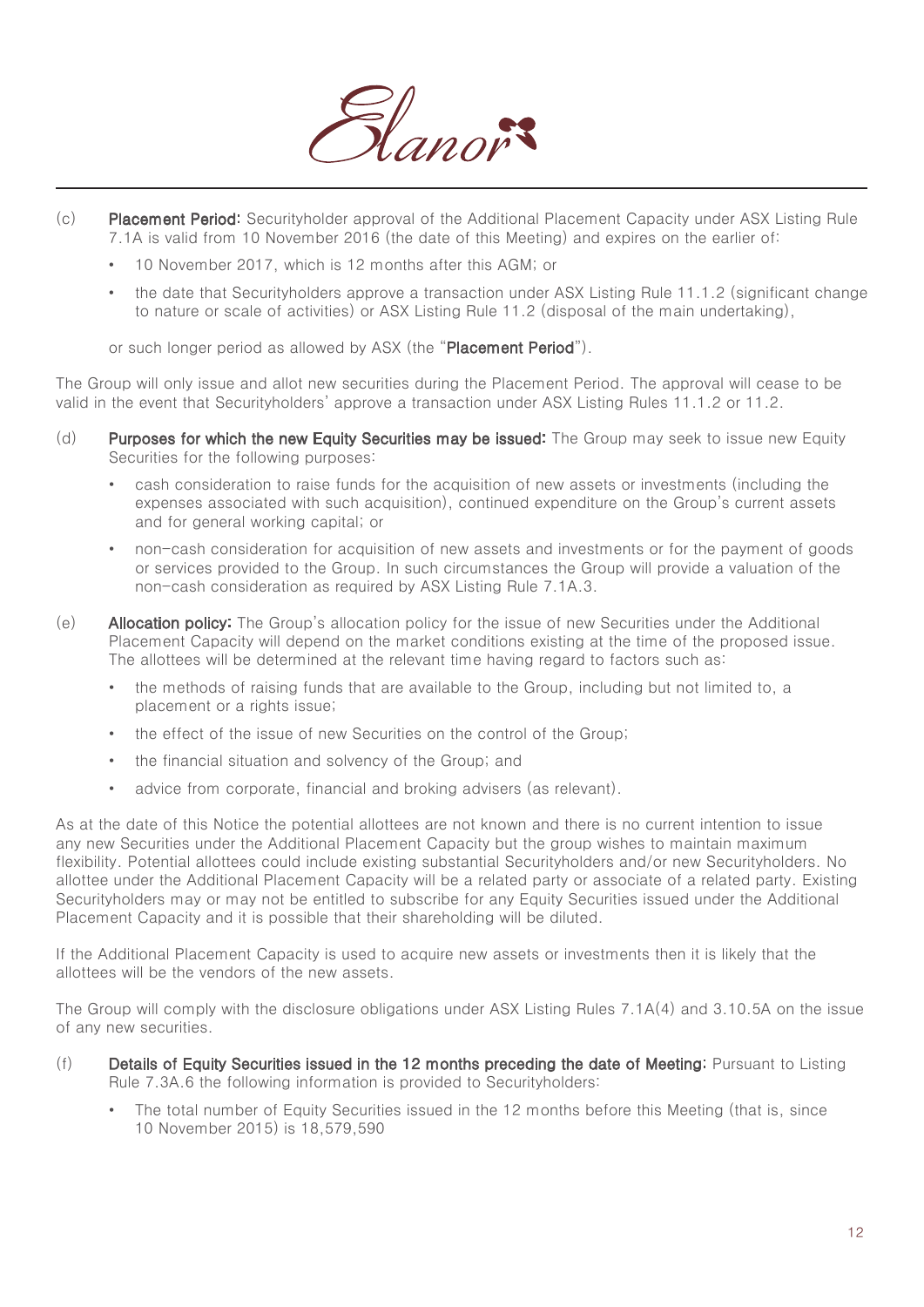(c) **Placement Period:** Securityholder approval of the Additional Placement Capacity under ASX Listing Rule 7.1A is valid from 10 November 2016 (the date of this Meeting) and expires on the earlier of:

- 10 November 2017, which is 12 months after this AGM; or
- the date that Securityholders approve a transaction under ASX Listing Rule 11.1.2 (significant change to nature or scale of activities) or ASX Listing Rule 11.2 (disposal of the main undertaking),

or such longer period as allowed by ASX (the "**Placement Period**").

The Group will only issue and allot new securities during the Placement Period. The approval will cease to be valid in the event that Securityholders' approve a transaction under ASX Listing Rules 11.1.2 or 11.2.

(d) **Purposes for which the new Equity Securities may be issued:** The Group may seek to issue new Equity Securities for the following purposes:

- cash consideration to raise funds for the acquisition of new assets or investments (including the expenses associated with such acquisition), continued expenditure on the Group's current assets and for general working capital; or
- non-cash consideration for acquisition of new assets and investments or for the payment of goods or services provided to the Group. In such circumstances the Group will provide a valuation of the non-cash consideration as required by ASX Listing Rule 7.1A.3.

(e) **Allocation policy:** The Group's allocation policy for the issue of new Securities under the Additional Placement Capacity will depend on the market conditions existing at the time of the proposed issue. The allottees will be determined at the relevant time having regard to factors such as:

- the methods of raising funds that are available to the Group, including but not limited to, a placement or a rights issue;
- the effect of the issue of new Securities on the control of the Group;
- the financial situation and solvency of the Group; and
- advice from corporate, financial and broking advisers (as relevant).

As at the date of this Notice the potential allottees are not known and there is no current intention to issue any new Securities under the Additional Placement Capacity but the group wishes to maintain maximum flexibility. Potential allottees could include existing substantial Securityholders and/or new Securityholders. No allottee under the Additional Placement Capacity will be a related party or associate of a related party. Existing Securityholders may or may not be entitled to subscribe for any Equity Securities issued under the Additional Placement Capacity and it is possible that their shareholding will be diluted.

If the Additional Placement Capacity is used to acquire new assets or investments then it is likely that the allottees will be the vendors of the new assets.

The Group will comply with the disclosure obligations under ASX Listing Rules 7.1A(4) and 3.10.5A on the issue of any new securities.

(f) **Details of Equity Securities issued in the 12 months preceding the date of Meeting:** Pursuant to Listing Rule 7.3A.6 the following information is provided to Securityholders:

- The total number of Equity Securities issued in the 12 months before this Meeting (that is, since 10 November 2015) is 18,579,590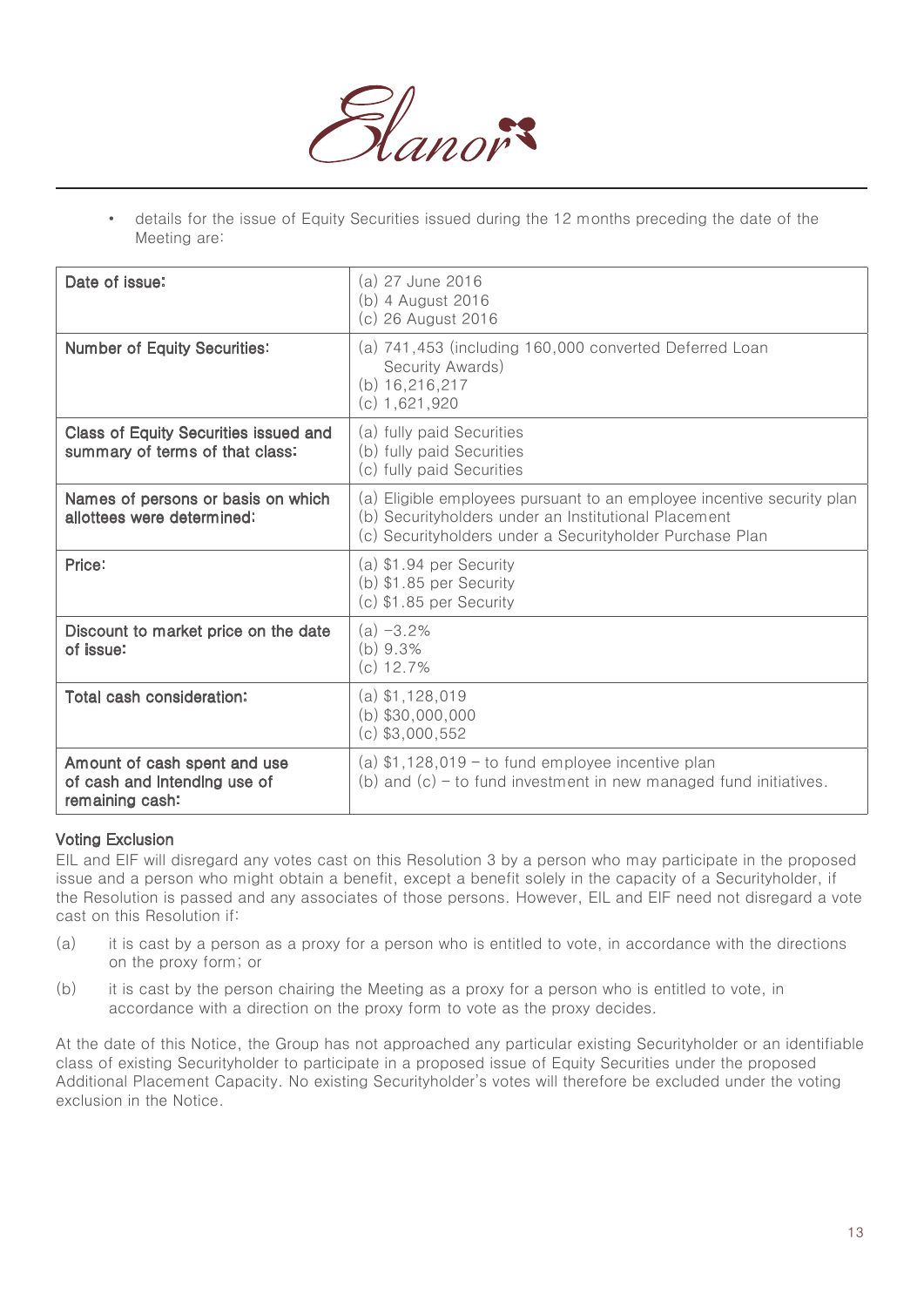- details for the issue of Equity Securities issued during the 12 months preceding the date of the Meeting are:

| | |
|---|---|
| **Date of issue:** | (a) 27 June 2016<br>(b) 4 August 2016<br>(c) 26 August 2016 |
| **Number of Equity Securities:** | (a) 741,453 (including 160,000 converted Deferred Loan Security Awards)<br>(b) 16,216,217<br>(c) 1,621,920 |
| **Class of Equity Securities issued and summary of terms of that class:** | (a) fully paid Securities<br>(b) fully paid Securities<br>(c) fully paid Securities |
| **Names of persons or basis on which allottees were determined:** | (a) Eligible employees pursuant to an employee incentive security plan<br>(b) Securityholders under an Institutional Placement<br>(c) Securityholders under a Securityholder Purchase Plan |
| **Price:** | (a) $1.94 per Security<br>(b) $1.85 per Security<br>(c) $1.85 per Security |
| **Discount to market price on the date of issue:** | (a) –3.2%<br>(b) 9.3%<br>(c) 12.7% |
| **Total cash consideration:** | (a) $1,128,019<br>(b) $30,000,000<br>(c) $3,000,552 |
| **Amount of cash spent and use of cash and intending use of remaining cash:** | (a) $1,128,019 – to fund employee incentive plan<br>(b) and (c) – to fund investment in new managed fund initiatives. |

**Voting Exclusion**

EIL and EIF will disregard any votes cast on this Resolution 3 by a person who may participate in the proposed issue and a person who might obtain a benefit, except a benefit solely in the capacity of a Securityholder, if the Resolution is passed and any associates of those persons. However, EIL and EIF need not disregard a vote cast on this Resolution if:

(a) it is cast by a person as a proxy for a person who is entitled to vote, in accordance with the directions on the proxy form; or

(b) it is cast by the person chairing the Meeting as a proxy for a person who is entitled to vote, in accordance with a direction on the proxy form to vote as the proxy decides.

At the date of this Notice, the Group has not approached any particular existing Securityholder or an identifiable class of existing Securityholder to participate in a proposed issue of Equity Securities under the proposed Additional Placement Capacity. No existing Securityholder's votes will therefore be excluded under the voting exclusion in the Notice.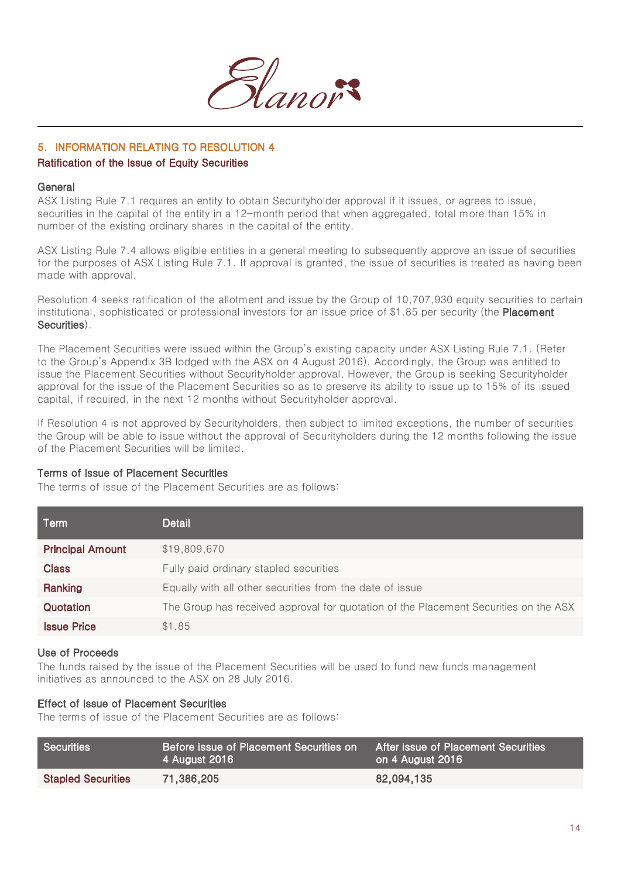## 5. INFORMATION RELATING TO RESOLUTION 4

### Ratification of the Issue of Equity Securities

#### General

ASX Listing Rule 7.1 requires an entity to obtain Securityholder approval if it issues, or agrees to issue, securities in the capital of the entity in a 12-month period that when aggregated, total more than 15% in number of the existing ordinary shares in the capital of the entity.

ASX Listing Rule 7.4 allows eligible entities in a general meeting to subsequently approve an issue of securities for the purposes of ASX Listing Rule 7.1. If approval is granted, the issue of securities is treated as having been made with approval.

Resolution 4 seeks ratification of the allotment and issue by the Group of 10,707,930 equity securities to certain institutional, sophisticated or professional investors for an issue price of $1.85 per security (the **Placement Securities**).

The Placement Securities were issued within the Group's existing capacity under ASX Listing Rule 7.1. (Refer to the Group's Appendix 3B lodged with the ASX on 4 August 2016). Accordingly, the Group was entitled to issue the Placement Securities without Securityholder approval. However, the Group is seeking Securityholder approval for the issue of the Placement Securities so as to preserve its ability to issue up to 15% of its issued capital, if required, in the next 12 months without Securityholder approval.

If Resolution 4 is not approved by Securityholders, then subject to limited exceptions, the number of securities the Group will be able to issue without the approval of Securityholders during the 12 months following the issue of the Placement Securities will be limited.

#### Terms of Issue of Placement Securities

The terms of issue of the Placement Securities are as follows:

| Term | Detail |
|---|---|
| **Principal Amount** | $19,809,670 |
| **Class** | Fully paid ordinary stapled securities |
| **Ranking** | Equally with all other securities from the date of issue |
| **Quotation** | The Group has received approval for quotation of the Placement Securities on the ASX |
| **Issue Price** | $1.85 |

#### Use of Proceeds

The funds raised by the issue of the Placement Securities will be used to fund new funds management initiatives as announced to the ASX on 28 July 2016.

#### Effect of Issue of Placement Securities

The terms of issue of the Placement Securities are as follows:

| Securities | Before issue of Placement Securities on 4 August 2016 | After issue of Placement Securities on 4 August 2016 |
|---|---|---|
| **Stapled Securities** | **71,386,205** | **82,094,135** |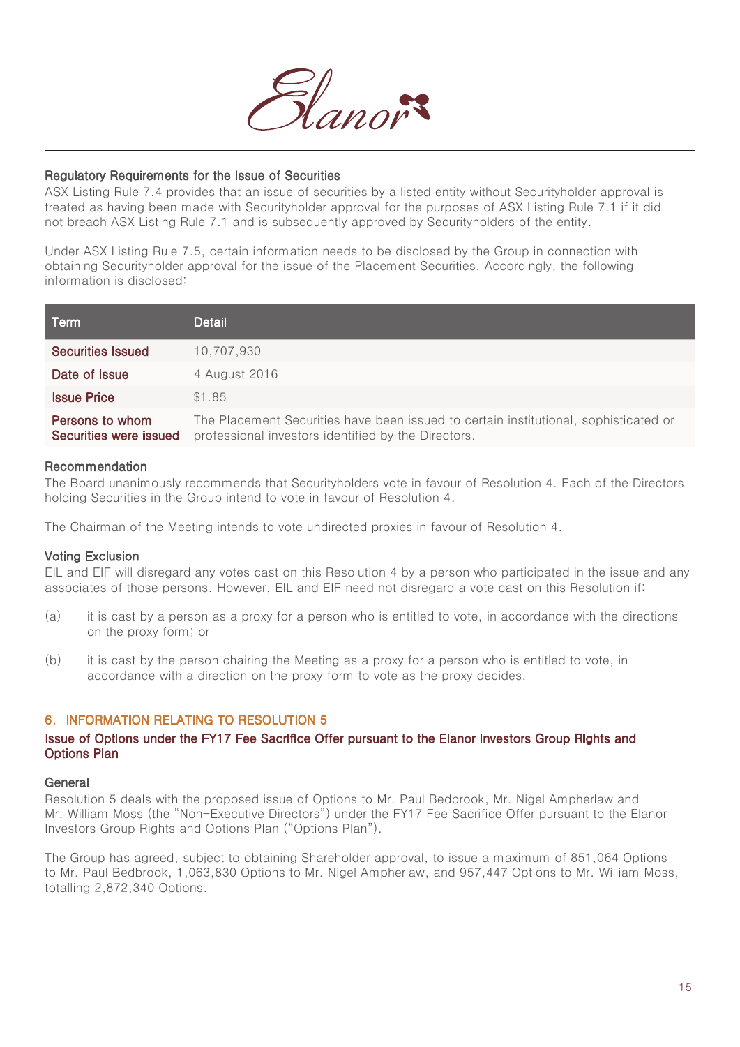### Regulatory Requirements for the Issue of Securities

ASX Listing Rule 7.4 provides that an issue of securities by a listed entity without Securityholder approval is treated as having been made with Securityholder approval for the purposes of ASX Listing Rule 7.1 if it did not breach ASX Listing Rule 7.1 and is subsequently approved by Securityholders of the entity.

Under ASX Listing Rule 7.5, certain information needs to be disclosed by the Group in connection with obtaining Securityholder approval for the issue of the Placement Securities. Accordingly, the following information is disclosed:

| Term | Detail |
| --- | --- |
| Securities Issued | 10,707,930 |
| Date of Issue | 4 August 2016 |
| Issue Price | $1.85 |
| Persons to whom Securities were issued | The Placement Securities have been issued to certain institutional, sophisticated or professional investors identified by the Directors. |

### Recommendation

The Board unanimously recommends that Securityholders vote in favour of Resolution 4. Each of the Directors holding Securities in the Group intend to vote in favour of Resolution 4.

The Chairman of the Meeting intends to vote undirected proxies in favour of Resolution 4.

### Voting Exclusion

EIL and EIF will disregard any votes cast on this Resolution 4 by a person who participated in the issue and any associates of those persons. However, EIL and EIF need not disregard a vote cast on this Resolution if:

(a) it is cast by a person as a proxy for a person who is entitled to vote, in accordance with the directions on the proxy form; or

(b) it is cast by the person chairing the Meeting as a proxy for a person who is entitled to vote, in accordance with a direction on the proxy form to vote as the proxy decides.

## 6. INFORMATION RELATING TO RESOLUTION 5

### Issue of Options under the FY17 Fee Sacrifice Offer pursuant to the Elanor Investors Group Rights and Options Plan

### General

Resolution 5 deals with the proposed issue of Options to Mr. Paul Bedbrook, Mr. Nigel Ampherlaw and Mr. William Moss (the "Non-Executive Directors") under the FY17 Fee Sacrifice Offer pursuant to the Elanor Investors Group Rights and Options Plan ("Options Plan").

The Group has agreed, subject to obtaining Shareholder approval, to issue a maximum of 851,064 Options to Mr. Paul Bedbrook, 1,063,830 Options to Mr. Nigel Ampherlaw, and 957,447 Options to Mr. William Moss, totalling 2,872,340 Options.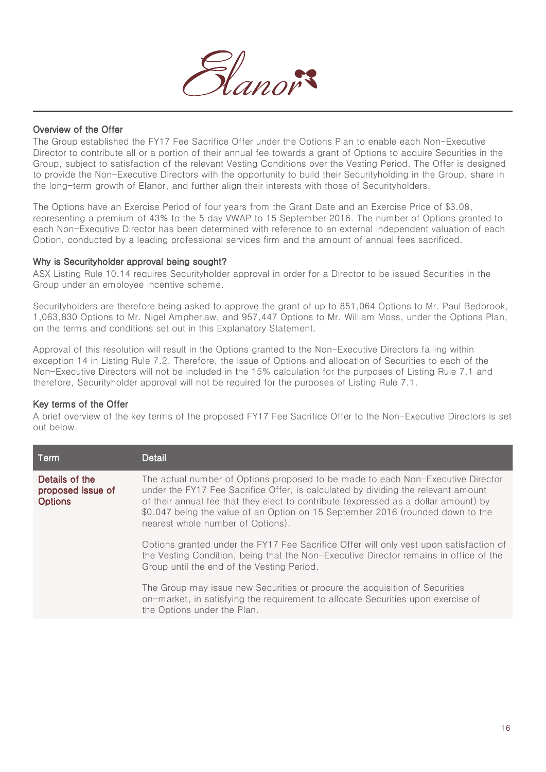## Overview of the Offer

The Group established the FY17 Fee Sacrifice Offer under the Options Plan to enable each Non-Executive Director to contribute all or a portion of their annual fee towards a grant of Options to acquire Securities in the Group, subject to satisfaction of the relevant Vesting Conditions over the Vesting Period. The Offer is designed to provide the Non-Executive Directors with the opportunity to build their Securityholding in the Group, share in the long-term growth of Elanor, and further align their interests with those of Securityholders.

The Options have an Exercise Period of four years from the Grant Date and an Exercise Price of $3.08, representing a premium of 43% to the 5 day VWAP to 15 September 2016. The number of Options granted to each Non-Executive Director has been determined with reference to an external independent valuation of each Option, conducted by a leading professional services firm and the amount of annual fees sacrificed.

## Why is Securityholder approval being sought?

ASX Listing Rule 10.14 requires Securityholder approval in order for a Director to be issued Securities in the Group under an employee incentive scheme.

Securityholders are therefore being asked to approve the grant of up to 851,064 Options to Mr. Paul Bedbrook, 1,063,830 Options to Mr. Nigel Ampherlaw, and 957,447 Options to Mr. William Moss, under the Options Plan, on the terms and conditions set out in this Explanatory Statement.

Approval of this resolution will result in the Options granted to the Non-Executive Directors falling within exception 14 in Listing Rule 7.2. Therefore, the issue of Options and allocation of Securities to each of the Non-Executive Directors will not be included in the 15% calculation for the purposes of Listing Rule 7.1 and therefore, Securityholder approval will not be required for the purposes of Listing Rule 7.1.

## Key terms of the Offer

A brief overview of the key terms of the proposed FY17 Fee Sacrifice Offer to the Non-Executive Directors is set out below.

| Term | Detail |
|---|---|
| **Details of the proposed issue of Options** | The actual number of Options proposed to be made to each Non-Executive Director under the FY17 Fee Sacrifice Offer, is calculated by dividing the relevant amount of their annual fee that they elect to contribute (expressed as a dollar amount) by $0.047 being the value of an Option on 15 September 2016 (rounded down to the nearest whole number of Options).<br><br>Options granted under the FY17 Fee Sacrifice Offer will only vest upon satisfaction of the Vesting Condition, being that the Non-Executive Director remains in office of the Group until the end of the Vesting Period.<br><br>The Group may issue new Securities or procure the acquisition of Securities on-market, in satisfying the requirement to allocate Securities upon exercise of the Options under the Plan. |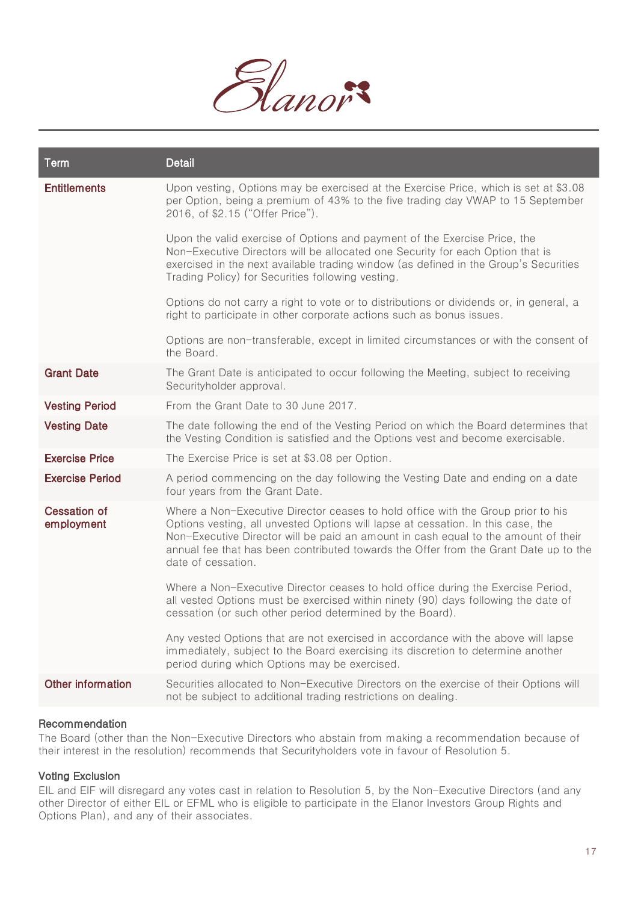| Term | Detail |
| --- | --- |
| **Entitlements** | Upon vesting, Options may be exercised at the Exercise Price, which is set at $3.08 per Option, being a premium of 43% to the five trading day VWAP to 15 September 2016, of $2.15 ("Offer Price").<br><br>Upon the valid exercise of Options and payment of the Exercise Price, the Non-Executive Directors will be allocated one Security for each Option that is exercised in the next available trading window (as defined in the Group's Securities Trading Policy) for Securities following vesting.<br><br>Options do not carry a right to vote or to distributions or dividends or, in general, a right to participate in other corporate actions such as bonus issues.<br><br>Options are non-transferable, except in limited circumstances or with the consent of the Board. |
| **Grant Date** | The Grant Date is anticipated to occur following the Meeting, subject to receiving Securityholder approval. |
| **Vesting Period** | From the Grant Date to 30 June 2017. |
| **Vesting Date** | The date following the end of the Vesting Period on which the Board determines that the Vesting Condition is satisfied and the Options vest and become exercisable. |
| **Exercise Price** | The Exercise Price is set at $3.08 per Option. |
| **Exercise Period** | A period commencing on the day following the Vesting Date and ending on a date four years from the Grant Date. |
| **Cessation of employment** | Where a Non-Executive Director ceases to hold office with the Group prior to his Options vesting, all unvested Options will lapse at cessation. In this case, the Non-Executive Director will be paid an amount in cash equal to the amount of their annual fee that has been contributed towards the Offer from the Grant Date up to the date of cessation.<br><br>Where a Non-Executive Director ceases to hold office during the Exercise Period, all vested Options must be exercised within ninety (90) days following the date of cessation (or such other period determined by the Board).<br><br>Any vested Options that are not exercised in accordance with the above will lapse immediately, subject to the Board exercising its discretion to determine another period during which Options may be exercised. |
| **Other information** | Securities allocated to Non-Executive Directors on the exercise of their Options will not be subject to additional trading restrictions on dealing. |

### Recommendation

The Board (other than the Non-Executive Directors who abstain from making a recommendation because of their interest in the resolution) recommends that Securityholders vote in favour of Resolution 5.

### Voting Exclusion

EIL and EIF will disregard any votes cast in relation to Resolution 5, by the Non-Executive Directors (and any other Director of either EIL or EFML who is eligible to participate in the Elanor Investors Group Rights and Options Plan), and any of their associates.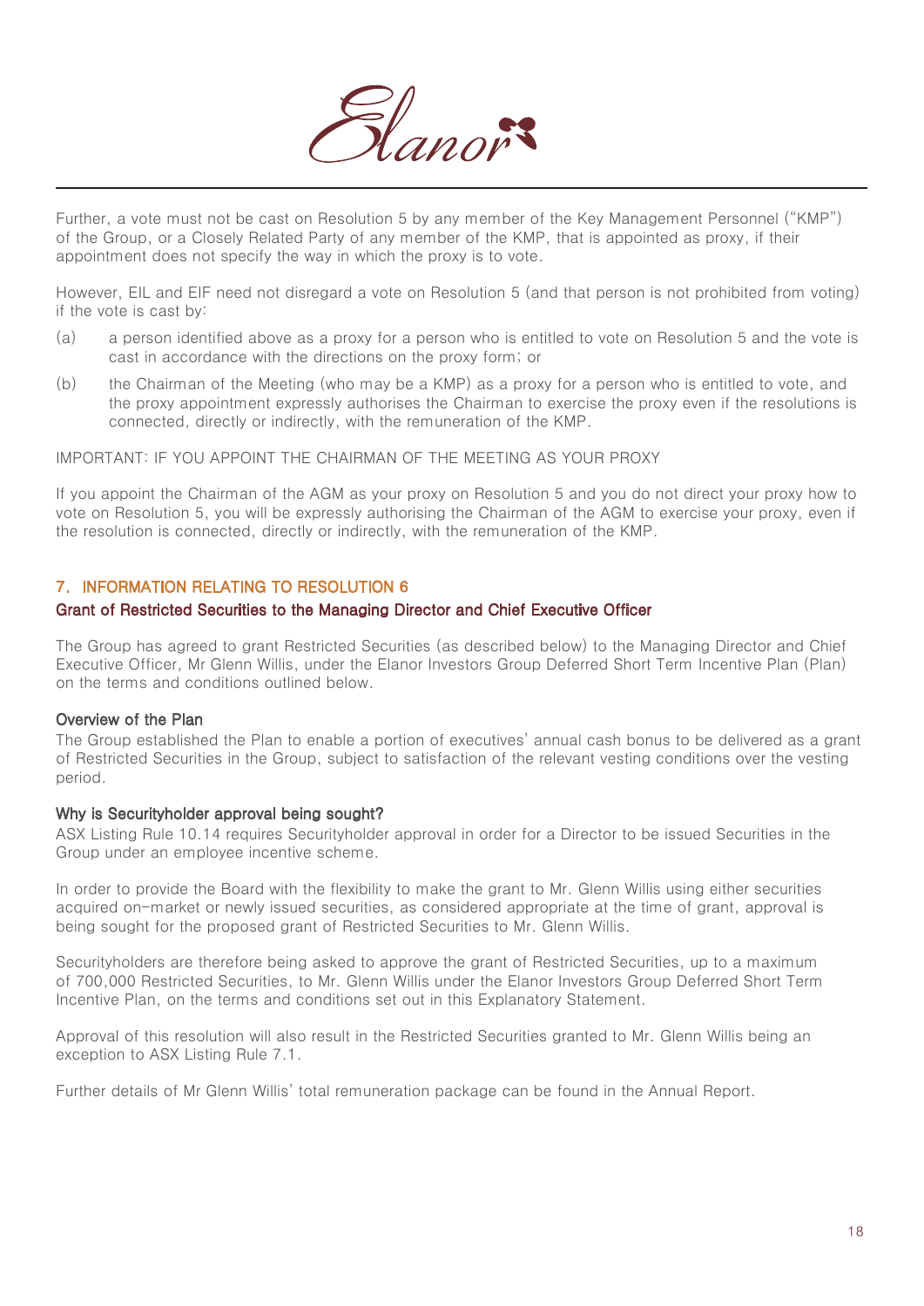Further, a vote must not be cast on Resolution 5 by any member of the Key Management Personnel ("KMP") of the Group, or a Closely Related Party of any member of the KMP, that is appointed as proxy, if their appointment does not specify the way in which the proxy is to vote.

However, EIL and EIF need not disregard a vote on Resolution 5 (and that person is not prohibited from voting) if the vote is cast by:

(a) a person identified above as a proxy for a person who is entitled to vote on Resolution 5 and the vote is cast in accordance with the directions on the proxy form; or

(b) the Chairman of the Meeting (who may be a KMP) as a proxy for a person who is entitled to vote, and the proxy appointment expressly authorises the Chairman to exercise the proxy even if the resolutions is connected, directly or indirectly, with the remuneration of the KMP.

IMPORTANT: IF YOU APPOINT THE CHAIRMAN OF THE MEETING AS YOUR PROXY

If you appoint the Chairman of the AGM as your proxy on Resolution 5 and you do not direct your proxy how to vote on Resolution 5, you will be expressly authorising the Chairman of the AGM to exercise your proxy, even if the resolution is connected, directly or indirectly, with the remuneration of the KMP.

## 7. INFORMATION RELATING TO RESOLUTION 6

### Grant of Restricted Securities to the Managing Director and Chief Executive Officer

The Group has agreed to grant Restricted Securities (as described below) to the Managing Director and Chief Executive Officer, Mr Glenn Willis, under the Elanor Investors Group Deferred Short Term Incentive Plan (Plan) on the terms and conditions outlined below.

#### Overview of the Plan

The Group established the Plan to enable a portion of executives' annual cash bonus to be delivered as a grant of Restricted Securities in the Group, subject to satisfaction of the relevant vesting conditions over the vesting period.

#### Why is Securityholder approval being sought?

ASX Listing Rule 10.14 requires Securityholder approval in order for a Director to be issued Securities in the Group under an employee incentive scheme.

In order to provide the Board with the flexibility to make the grant to Mr. Glenn Willis using either securities acquired on-market or newly issued securities, as considered appropriate at the time of grant, approval is being sought for the proposed grant of Restricted Securities to Mr. Glenn Willis.

Securityholders are therefore being asked to approve the grant of Restricted Securities, up to a maximum of 700,000 Restricted Securities, to Mr. Glenn Willis under the Elanor Investors Group Deferred Short Term Incentive Plan, on the terms and conditions set out in this Explanatory Statement.

Approval of this resolution will also result in the Restricted Securities granted to Mr. Glenn Willis being an exception to ASX Listing Rule 7.1.

Further details of Mr Glenn Willis' total remuneration package can be found in the Annual Report.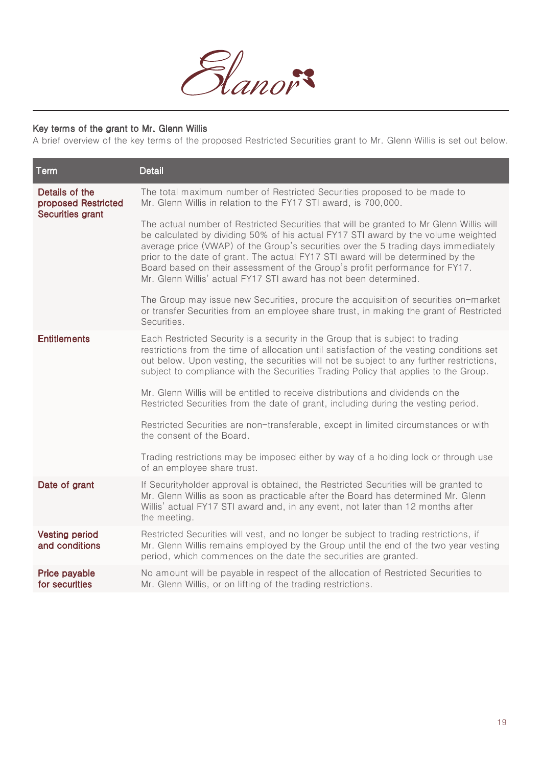### Key terms of the grant to Mr. Glenn Willis

A brief overview of the key terms of the proposed Restricted Securities grant to Mr. Glenn Willis is set out below.

| Term | Detail |
|---|---|
| **Details of the proposed Restricted Securities grant** | The total maximum number of Restricted Securities proposed to be made to Mr. Glenn Willis in relation to the FY17 STI award, is 700,000.<br><br>The actual number of Restricted Securities that will be granted to Mr Glenn Willis will be calculated by dividing 50% of his actual FY17 STI award by the volume weighted average price (VWAP) of the Group's securities over the 5 trading days immediately prior to the date of grant. The actual FY17 STI award will be determined by the Board based on their assessment of the Group's profit performance for FY17. Mr. Glenn Willis' actual FY17 STI award has not been determined.<br><br>The Group may issue new Securities, procure the acquisition of securities on-market or transfer Securities from an employee share trust, in making the grant of Restricted Securities. |
| **Entitlements** | Each Restricted Security is a security in the Group that is subject to trading restrictions from the time of allocation until satisfaction of the vesting conditions set out below. Upon vesting, the securities will not be subject to any further restrictions, subject to compliance with the Securities Trading Policy that applies to the Group.<br><br>Mr. Glenn Willis will be entitled to receive distributions and dividends on the Restricted Securities from the date of grant, including during the vesting period.<br><br>Restricted Securities are non-transferable, except in limited circumstances or with the consent of the Board.<br><br>Trading restrictions may be imposed either by way of a holding lock or through use of an employee share trust. |
| **Date of grant** | If Securityholder approval is obtained, the Restricted Securities will be granted to Mr. Glenn Willis as soon as practicable after the Board has determined Mr. Glenn Willis' actual FY17 STI award and, in any event, not later than 12 months after the meeting. |
| **Vesting period and conditions** | Restricted Securities will vest, and no longer be subject to trading restrictions, if Mr. Glenn Willis remains employed by the Group until the end of the two year vesting period, which commences on the date the securities are granted. |
| **Price payable for securities** | No amount will be payable in respect of the allocation of Restricted Securities to Mr. Glenn Willis, or on lifting of the trading restrictions. |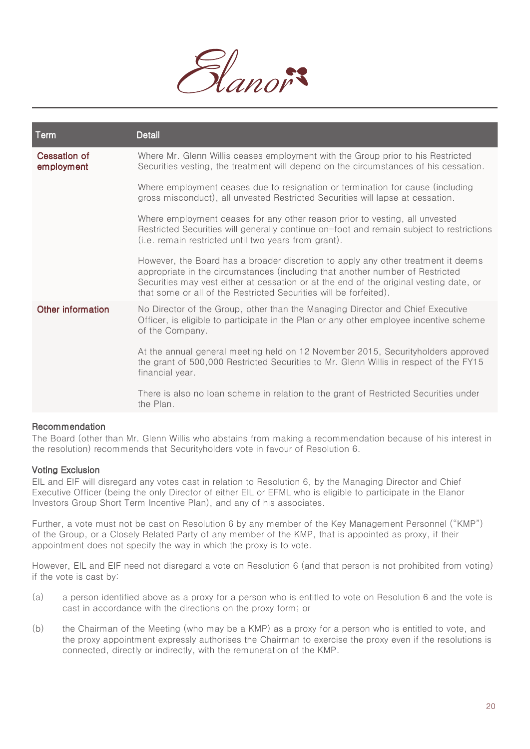| Term | Detail |
|---|---|
| **Cessation of employment** | Where Mr. Glenn Willis ceases employment with the Group prior to his Restricted Securities vesting, the treatment will depend on the circumstances of his cessation.<br><br>Where employment ceases due to resignation or termination for cause (including gross misconduct), all unvested Restricted Securities will lapse at cessation.<br><br>Where employment ceases for any other reason prior to vesting, all unvested Restricted Securities will generally continue on-foot and remain subject to restrictions (i.e. remain restricted until two years from grant).<br><br>However, the Board has a broader discretion to apply any other treatment it deems appropriate in the circumstances (including that another number of Restricted Securities may vest either at cessation or at the end of the original vesting date, or that some or all of the Restricted Securities will be forfeited). |
| **Other information** | No Director of the Group, other than the Managing Director and Chief Executive Officer, is eligible to participate in the Plan or any other employee incentive scheme of the Company.<br><br>At the annual general meeting held on 12 November 2015, Securityholders approved the grant of 500,000 Restricted Securities to Mr. Glenn Willis in respect of the FY15 financial year.<br><br>There is also no loan scheme in relation to the grant of Restricted Securities under the Plan. |

### Recommendation

The Board (other than Mr. Glenn Willis who abstains from making a recommendation because of his interest in the resolution) recommends that Securityholders vote in favour of Resolution 6.

### Voting Exclusion

EIL and EIF will disregard any votes cast in relation to Resolution 6, by the Managing Director and Chief Executive Officer (being the only Director of either EIL or EFML who is eligible to participate in the Elanor Investors Group Short Term Incentive Plan), and any of his associates.

Further, a vote must not be cast on Resolution 6 by any member of the Key Management Personnel ("KMP") of the Group, or a Closely Related Party of any member of the KMP, that is appointed as proxy, if their appointment does not specify the way in which the proxy is to vote.

However, EIL and EIF need not disregard a vote on Resolution 6 (and that person is not prohibited from voting) if the vote is cast by:

(a) a person identified above as a proxy for a person who is entitled to vote on Resolution 6 and the vote is cast in accordance with the directions on the proxy form; or

(b) the Chairman of the Meeting (who may be a KMP) as a proxy for a person who is entitled to vote, and the proxy appointment expressly authorises the Chairman to exercise the proxy even if the resolutions is connected, directly or indirectly, with the remuneration of the KMP.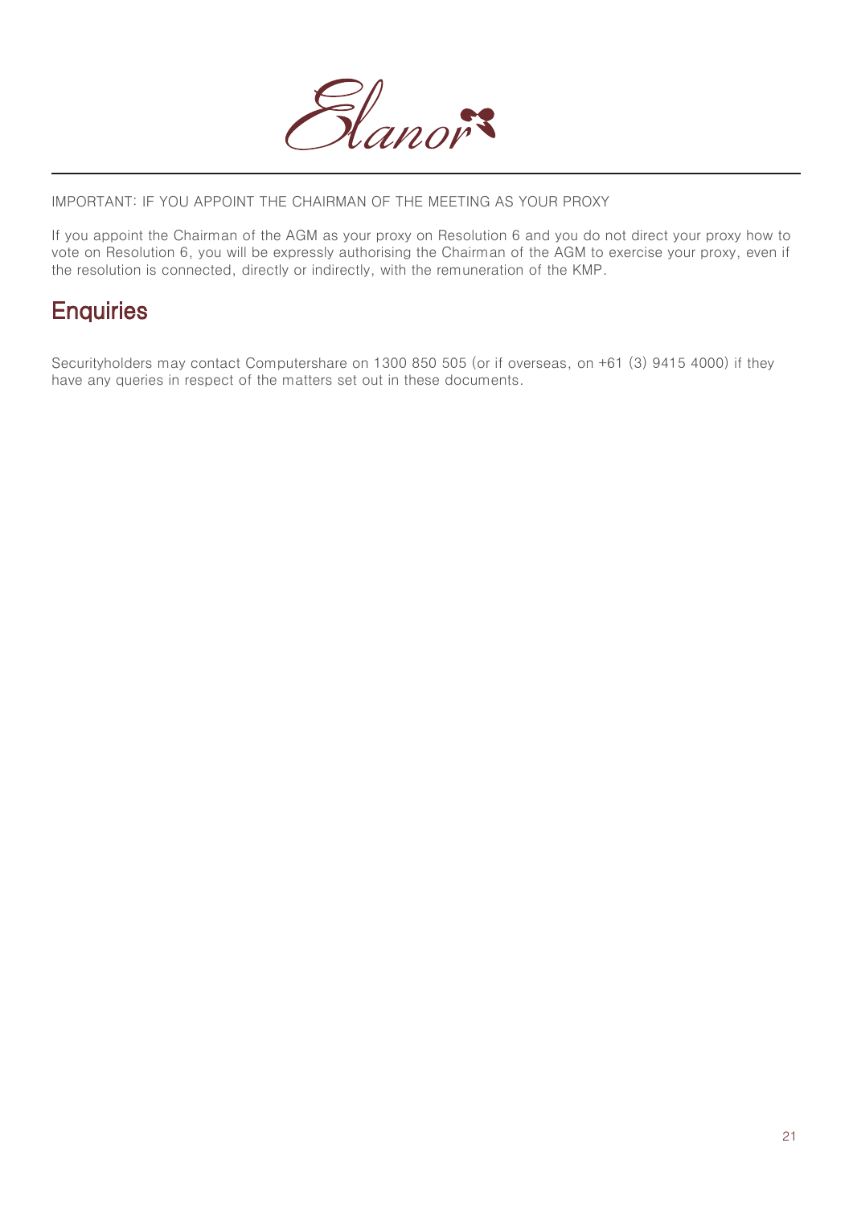IMPORTANT: IF YOU APPOINT THE CHAIRMAN OF THE MEETING AS YOUR PROXY

If you appoint the Chairman of the AGM as your proxy on Resolution 6 and you do not direct your proxy how to vote on Resolution 6, you will be expressly authorising the Chairman of the AGM to exercise your proxy, even if the resolution is connected, directly or indirectly, with the remuneration of the KMP.

## Enquiries

Securityholders may contact Computershare on 1300 850 505 (or if overseas, on +61 (3) 9415 4000) if they have any queries in respect of the matters set out in these documents.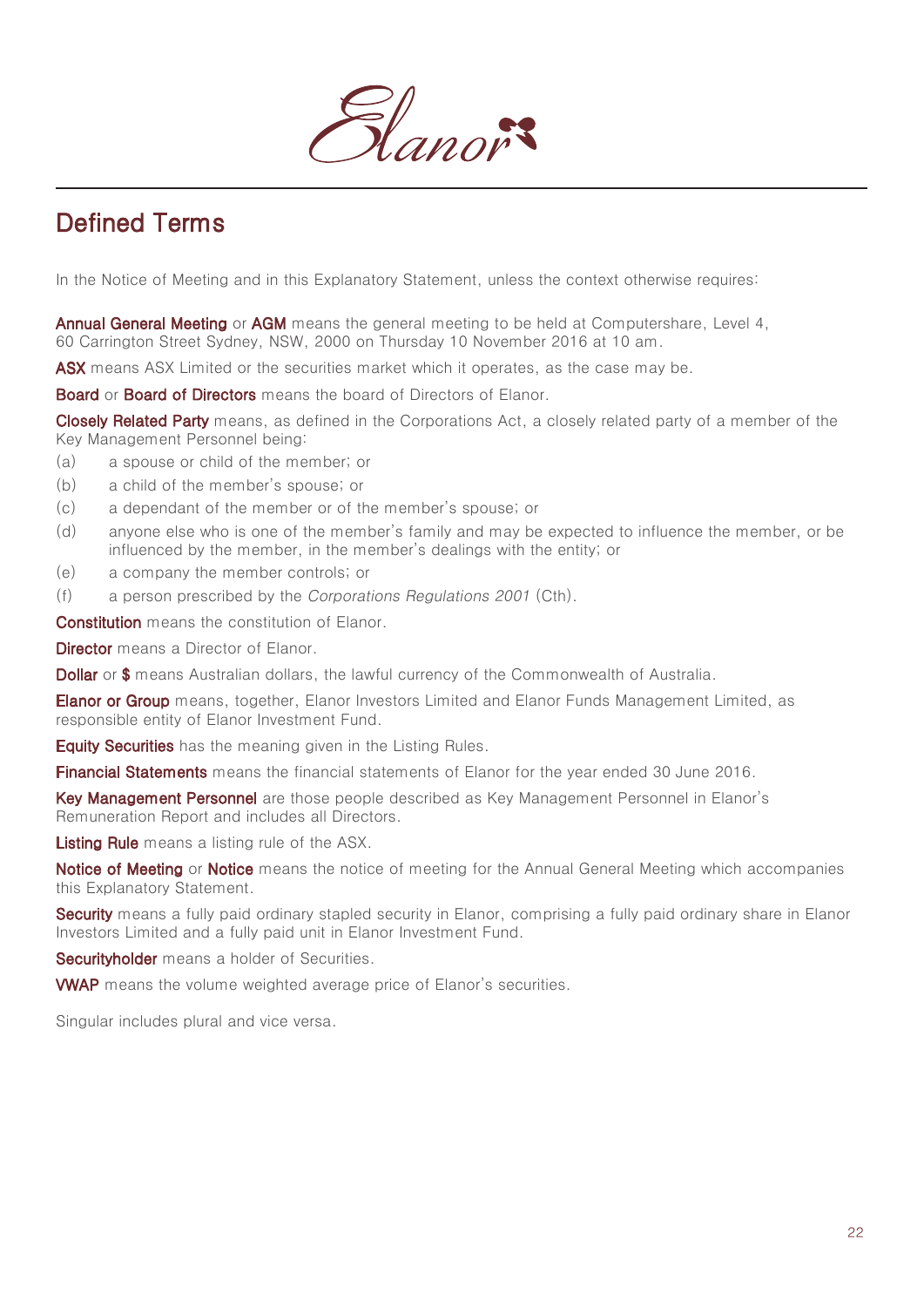# Defined Terms

In the Notice of Meeting and in this Explanatory Statement, unless the context otherwise requires:

**Annual General Meeting** or **AGM** means the general meeting to be held at Computershare, Level 4, 60 Carrington Street Sydney, NSW, 2000 on Thursday 10 November 2016 at 10 am.

**ASX** means ASX Limited or the securities market which it operates, as the case may be.

**Board** or **Board of Directors** means the board of Directors of Elanor.

**Closely Related Party** means, as defined in the Corporations Act, a closely related party of a member of the Key Management Personnel being:

(a) a spouse or child of the member; or

(b) a child of the member's spouse; or

(c) a dependant of the member or of the member's spouse; or

(d) anyone else who is one of the member's family and may be expected to influence the member, or be influenced by the member, in the member's dealings with the entity; or

(e) a company the member controls; or

(f) a person prescribed by the *Corporations Regulations 2001* (Cth).

**Constitution** means the constitution of Elanor.

**Director** means a Director of Elanor.

**Dollar** or **$** means Australian dollars, the lawful currency of the Commonwealth of Australia.

**Elanor or Group** means, together, Elanor Investors Limited and Elanor Funds Management Limited, as responsible entity of Elanor Investment Fund.

**Equity Securities** has the meaning given in the Listing Rules.

**Financial Statements** means the financial statements of Elanor for the year ended 30 June 2016.

**Key Management Personnel** are those people described as Key Management Personnel in Elanor's Remuneration Report and includes all Directors.

**Listing Rule** means a listing rule of the ASX.

**Notice of Meeting** or **Notice** means the notice of meeting for the Annual General Meeting which accompanies this Explanatory Statement.

**Security** means a fully paid ordinary stapled security in Elanor, comprising a fully paid ordinary share in Elanor Investors Limited and a fully paid unit in Elanor Investment Fund.

**Securityholder** means a holder of Securities.

**VWAP** means the volume weighted average price of Elanor's securities.

Singular includes plural and vice versa.